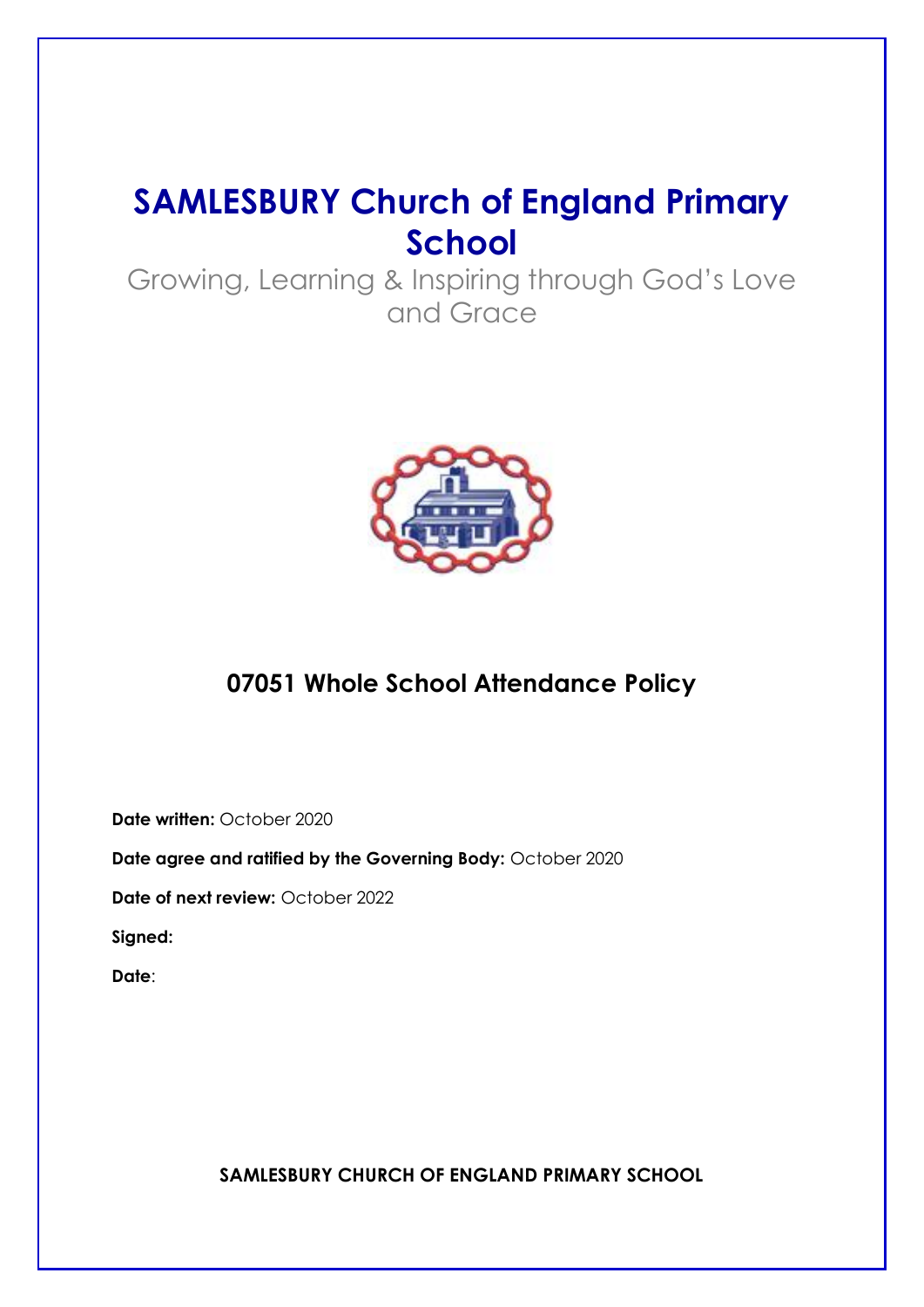# SAMLESBURY Church of England Primary School

Growing, Learning & Inspiring through God's Love and Grace

## 07051 Whole School Attendance Policy

**Date written:** October 2020

**Date agree and ratified by the Governing Body:** October 2020

**Date of next review:** October 2022

**Signed:**

**Date**:

**SAMLESBURY CHURCH OF ENGLAND PRIMARY SCHOOL**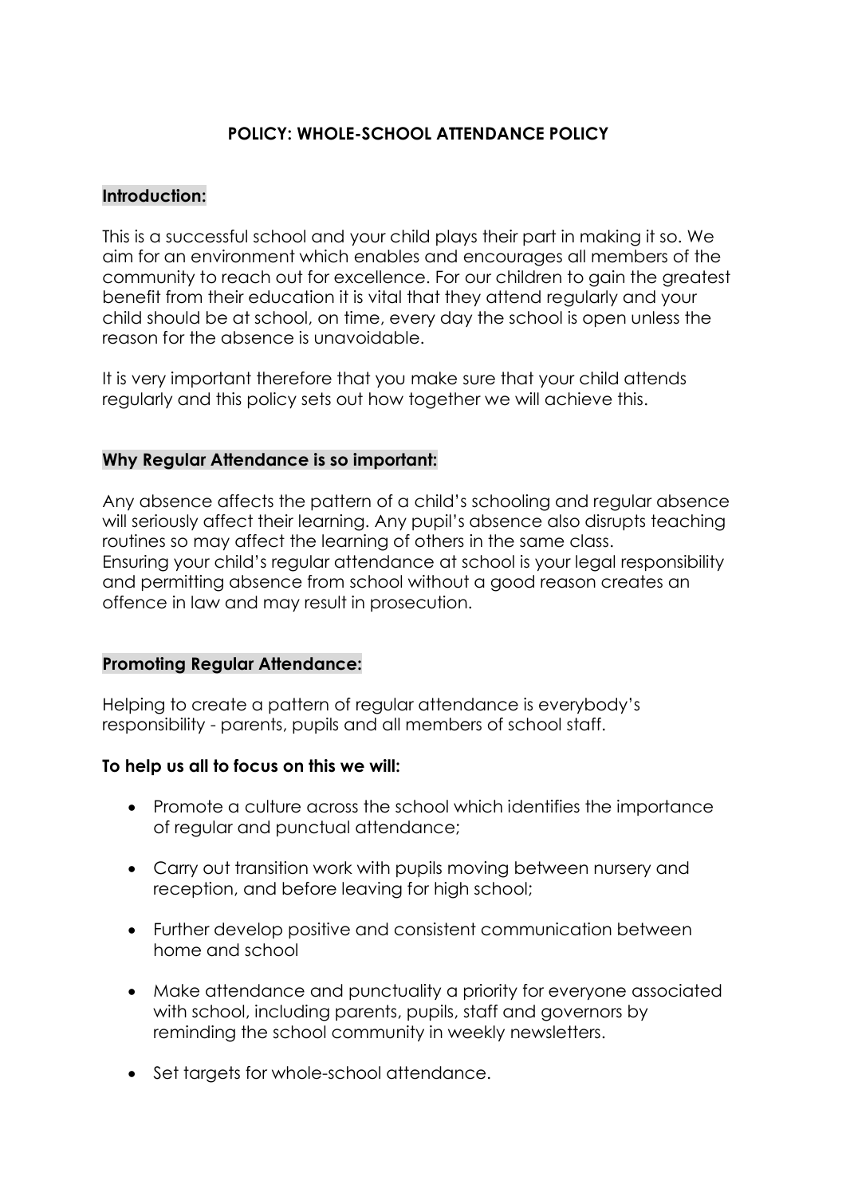# POLICY: WHOLE-SCHOOL ATTENDANCE POLICY

## Introduction:

This is a successful school and your child plays their part in making it so. We aim for an environment which enables and encourages all members of the community to reach out for excellence. For our children to gain the greatest benefit from their education it is vital that they attend regularly and your child should be at school, on time, every day the school is open unless the reason for the absence is unavoidable.

It is very important therefore that you make sure that your child attends regularly and this policy sets out how together we will achieve this.

## Why Regular Attendance is so important:

Any absence affects the pattern of a child's schooling and regular absence will seriously affect their learning. Any pupil's absence also disrupts teaching routines so may affect the learning of others in the same class.
Ensuring your child's regular attendance at school is your legal responsibility and permitting absence from school without a good reason creates an offence in law and may result in prosecution.

## Promoting Regular Attendance:

Helping to create a pattern of regular attendance is everybody's responsibility - parents, pupils and all members of school staff.

**To help us all to focus on this we will:**

- Promote a culture across the school which identifies the importance of regular and punctual attendance;
- Carry out transition work with pupils moving between nursery and reception, and before leaving for high school;
- Further develop positive and consistent communication between home and school
- Make attendance and punctuality a priority for everyone associated with school, including parents, pupils, staff and governors by reminding the school community in weekly newsletters.
- Set targets for whole-school attendance.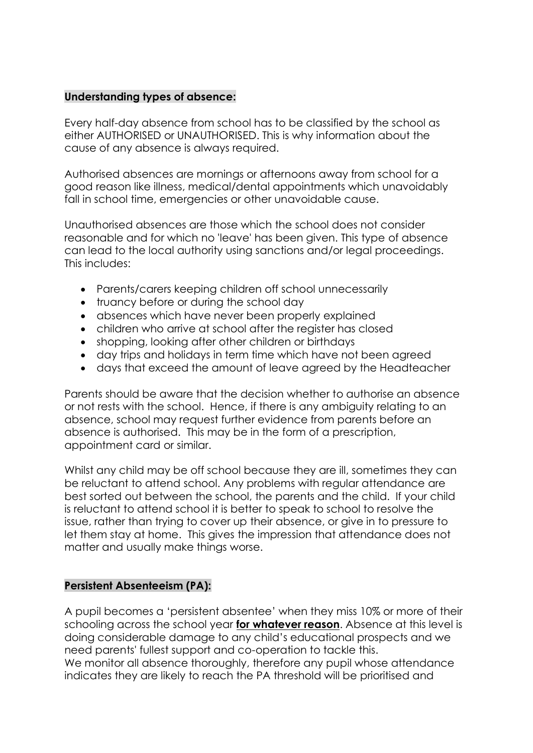## Understanding types of absence:

Every half-day absence from school has to be classified by the school as either AUTHORISED or UNAUTHORISED. This is why information about the cause of any absence is always required.

Authorised absences are mornings or afternoons away from school for a good reason like illness, medical/dental appointments which unavoidably fall in school time, emergencies or other unavoidable cause.

Unauthorised absences are those which the school does not consider reasonable and for which no 'leave' has been given. This type of absence can lead to the local authority using sanctions and/or legal proceedings. This includes:

- Parents/carers keeping children off school unnecessarily
- truancy before or during the school day
- absences which have never been properly explained
- children who arrive at school after the register has closed
- shopping, looking after other children or birthdays
- day trips and holidays in term time which have not been agreed
- days that exceed the amount of leave agreed by the Headteacher

Parents should be aware that the decision whether to authorise an absence or not rests with the school. Hence, if there is any ambiguity relating to an absence, school may request further evidence from parents before an absence is authorised. This may be in the form of a prescription, appointment card or similar.

Whilst any child may be off school because they are ill, sometimes they can be reluctant to attend school. Any problems with regular attendance are best sorted out between the school, the parents and the child. If your child is reluctant to attend school it is better to speak to school to resolve the issue, rather than trying to cover up their absence, or give in to pressure to let them stay at home. This gives the impression that attendance does not matter and usually make things worse.

## Persistent Absenteeism (PA):

A pupil becomes a 'persistent absentee' when they miss 10% or more of their schooling across the school year **for whatever reason**. Absence at this level is doing considerable damage to any child's educational prospects and we need parents' fullest support and co-operation to tackle this.
We monitor all absence thoroughly, therefore any pupil whose attendance indicates they are likely to reach the PA threshold will be prioritised and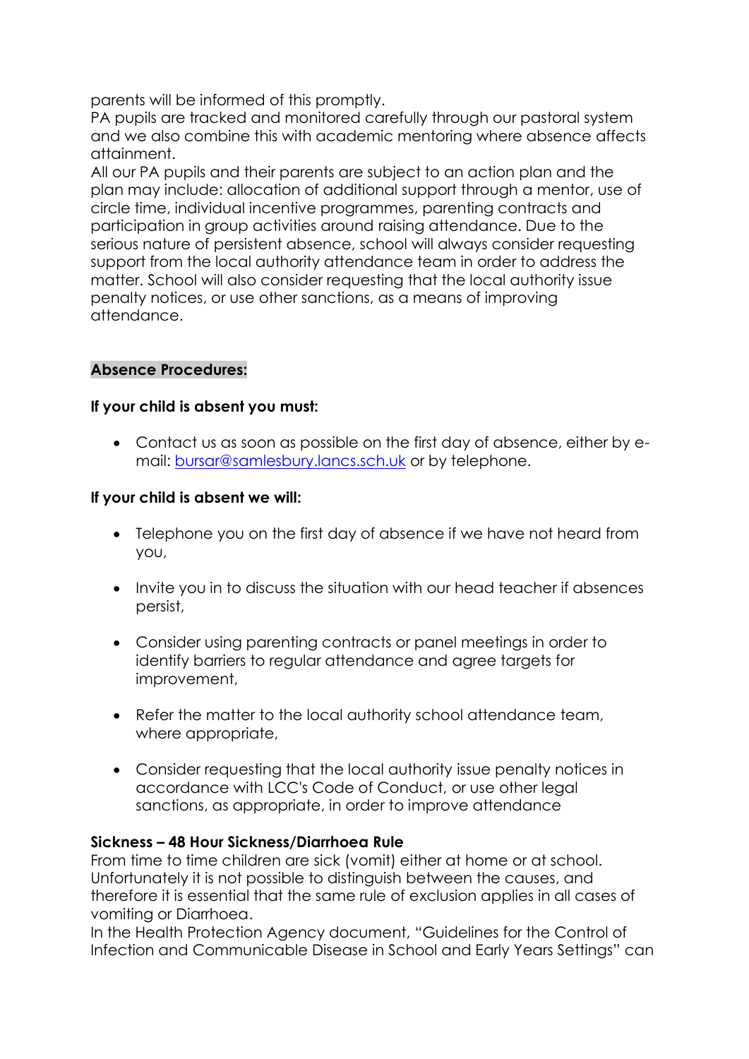parents will be informed of this promptly.
PA pupils are tracked and monitored carefully through our pastoral system and we also combine this with academic mentoring where absence affects attainment.
All our PA pupils and their parents are subject to an action plan and the plan may include: allocation of additional support through a mentor, use of circle time, individual incentive programmes, parenting contracts and participation in group activities around raising attendance. Due to the serious nature of persistent absence, school will always consider requesting support from the local authority attendance team in order to address the matter. School will also consider requesting that the local authority issue penalty notices, or use other sanctions, as a means of improving attendance.

**Absence Procedures:**

**If your child is absent you must:**

- Contact us as soon as possible on the first day of absence, either by e-mail: bursar@samlesbury.lancs.sch.uk or by telephone.

**If your child is absent we will:**

- Telephone you on the first day of absence if we have not heard from you,
- Invite you in to discuss the situation with our head teacher if absences persist,
- Consider using parenting contracts or panel meetings in order to identify barriers to regular attendance and agree targets for improvement,
- Refer the matter to the local authority school attendance team, where appropriate,
- Consider requesting that the local authority issue penalty notices in accordance with LCC's Code of Conduct, or use other legal sanctions, as appropriate, in order to improve attendance

**Sickness – 48 Hour Sickness/Diarrhoea Rule**
From time to time children are sick (vomit) either at home or at school. Unfortunately it is not possible to distinguish between the causes, and therefore it is essential that the same rule of exclusion applies in all cases of vomiting or Diarrhoea.
In the Health Protection Agency document, "Guidelines for the Control of Infection and Communicable Disease in School and Early Years Settings" can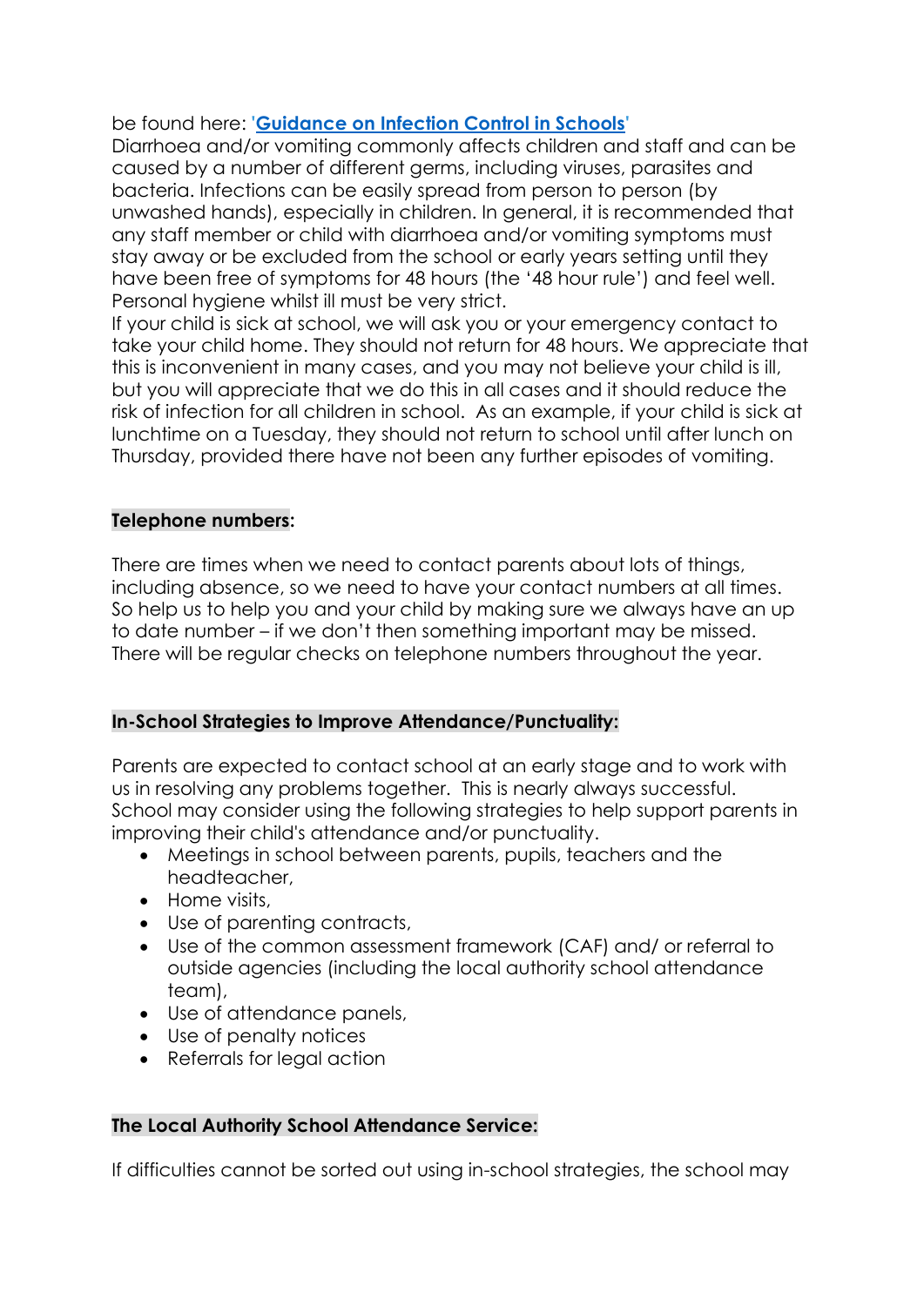be found here: '[Guidance on Infection Control in Schools](#)'
Diarrhoea and/or vomiting commonly affects children and staff and can be caused by a number of different germs, including viruses, parasites and bacteria. Infections can be easily spread from person to person (by unwashed hands), especially in children. In general, it is recommended that any staff member or child with diarrhoea and/or vomiting symptoms must stay away or be excluded from the school or early years setting until they have been free of symptoms for 48 hours (the '48 hour rule') and feel well. Personal hygiene whilst ill must be very strict.
If your child is sick at school, we will ask you or your emergency contact to take your child home. They should not return for 48 hours. We appreciate that this is inconvenient in many cases, and you may not believe your child is ill, but you will appreciate that we do this in all cases and it should reduce the risk of infection for all children in school. As an example, if your child is sick at lunchtime on a Tuesday, they should not return to school until after lunch on Thursday, provided there have not been any further episodes of vomiting.

**Telephone numbers:**

There are times when we need to contact parents about lots of things, including absence, so we need to have your contact numbers at all times. So help us to help you and your child by making sure we always have an up to date number – if we don't then something important may be missed. There will be regular checks on telephone numbers throughout the year.

**In-School Strategies to Improve Attendance/Punctuality:**

Parents are expected to contact school at an early stage and to work with us in resolving any problems together. This is nearly always successful. School may consider using the following strategies to help support parents in improving their child's attendance and/or punctuality.

- Meetings in school between parents, pupils, teachers and the headteacher,
- Home visits,
- Use of parenting contracts,
- Use of the common assessment framework (CAF) and/ or referral to outside agencies (including the local authority school attendance team),
- Use of attendance panels,
- Use of penalty notices
- Referrals for legal action

**The Local Authority School Attendance Service:**

If difficulties cannot be sorted out using in-school strategies, the school may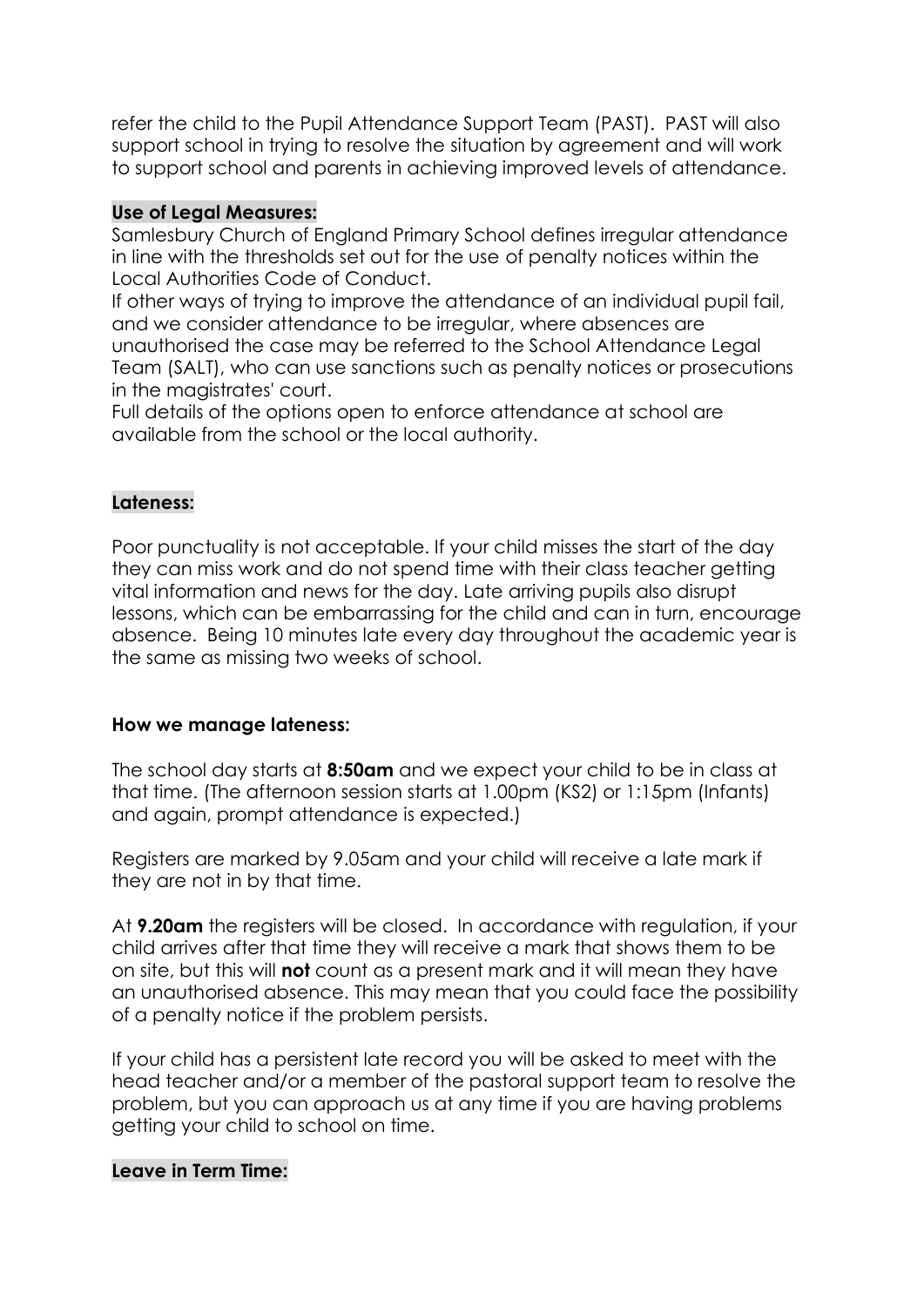refer the child to the Pupil Attendance Support Team (PAST). PAST will also support school in trying to resolve the situation by agreement and will work to support school and parents in achieving improved levels of attendance.

**Use of Legal Measures:**

Samlesbury Church of England Primary School defines irregular attendance in line with the thresholds set out for the use of penalty notices within the Local Authorities Code of Conduct.

If other ways of trying to improve the attendance of an individual pupil fail, and we consider attendance to be irregular, where absences are unauthorised the case may be referred to the School Attendance Legal Team (SALT), who can use sanctions such as penalty notices or prosecutions in the magistrates' court.

Full details of the options open to enforce attendance at school are available from the school or the local authority.

**Lateness:**

Poor punctuality is not acceptable. If your child misses the start of the day they can miss work and do not spend time with their class teacher getting vital information and news for the day. Late arriving pupils also disrupt lessons, which can be embarrassing for the child and can in turn, encourage absence. Being 10 minutes late every day throughout the academic year is the same as missing two weeks of school.

**How we manage lateness:**

The school day starts at **8:50am** and we expect your child to be in class at that time. (The afternoon session starts at 1.00pm (KS2) or 1:15pm (Infants) and again, prompt attendance is expected.)

Registers are marked by 9.05am and your child will receive a late mark if they are not in by that time.

At **9.20am** the registers will be closed. In accordance with regulation, if your child arrives after that time they will receive a mark that shows them to be on site, but this will **not** count as a present mark and it will mean they have an unauthorised absence. This may mean that you could face the possibility of a penalty notice if the problem persists.

If your child has a persistent late record you will be asked to meet with the head teacher and/or a member of the pastoral support team to resolve the problem, but you can approach us at any time if you are having problems getting your child to school on time.

**Leave in Term Time:**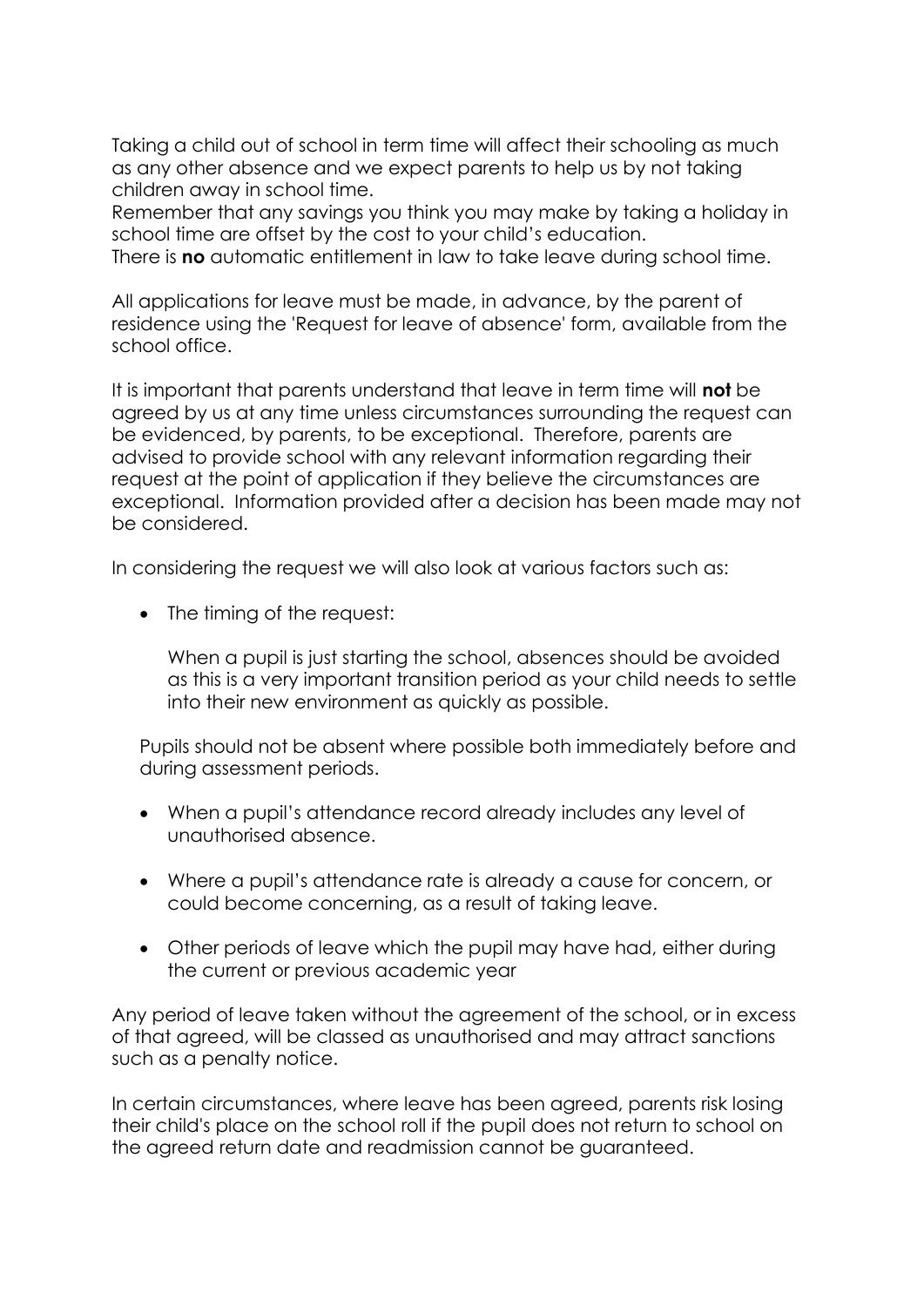Taking a child out of school in term time will affect their schooling as much as any other absence and we expect parents to help us by not taking children away in school time.
Remember that any savings you think you may make by taking a holiday in school time are offset by the cost to your child's education.
There is **no** automatic entitlement in law to take leave during school time.

All applications for leave must be made, in advance, by the parent of residence using the 'Request for leave of absence' form, available from the school office.

It is important that parents understand that leave in term time will **not** be agreed by us at any time unless circumstances surrounding the request can be evidenced, by parents, to be exceptional. Therefore, parents are advised to provide school with any relevant information regarding their request at the point of application if they believe the circumstances are exceptional. Information provided after a decision has been made may not be considered.

In considering the request we will also look at various factors such as:

- The timing of the request:

  When a pupil is just starting the school, absences should be avoided as this is a very important transition period as your child needs to settle into their new environment as quickly as possible.

  Pupils should not be absent where possible both immediately before and during assessment periods.

- When a pupil's attendance record already includes any level of unauthorised absence.

- Where a pupil's attendance rate is already a cause for concern, or could become concerning, as a result of taking leave.

- Other periods of leave which the pupil may have had, either during the current or previous academic year

Any period of leave taken without the agreement of the school, or in excess of that agreed, will be classed as unauthorised and may attract sanctions such as a penalty notice.

In certain circumstances, where leave has been agreed, parents risk losing their child's place on the school roll if the pupil does not return to school on the agreed return date and readmission cannot be guaranteed.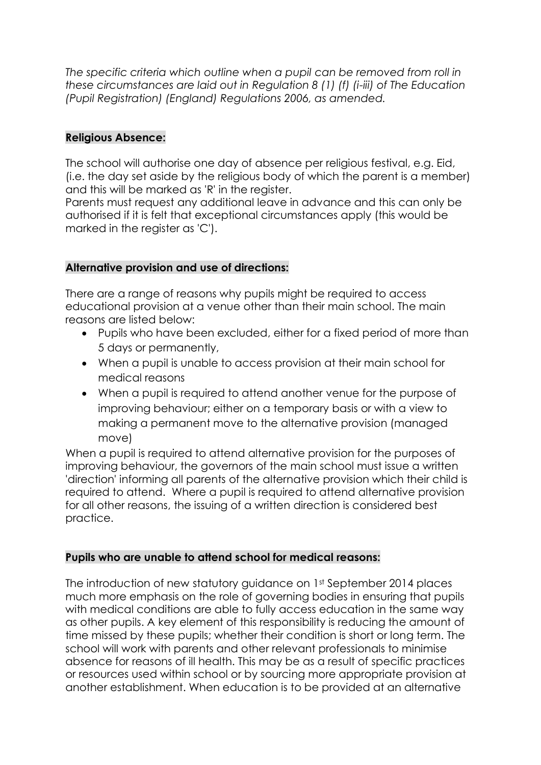*The specific criteria which outline when a pupil can be removed from roll in these circumstances are laid out in Regulation 8 (1) (f) (i-iii) of The Education (Pupil Registration) (England) Regulations 2006, as amended.*

**Religious Absence:**

The school will authorise one day of absence per religious festival, e.g. Eid, (i.e. the day set aside by the religious body of which the parent is a member) and this will be marked as 'R' in the register.
Parents must request any additional leave in advance and this can only be authorised if it is felt that exceptional circumstances apply (this would be marked in the register as 'C').

**Alternative provision and use of directions:**

There are a range of reasons why pupils might be required to access educational provision at a venue other than their main school. The main reasons are listed below:

- Pupils who have been excluded, either for a fixed period of more than 5 days or permanently,
- When a pupil is unable to access provision at their main school for medical reasons
- When a pupil is required to attend another venue for the purpose of improving behaviour; either on a temporary basis or with a view to making a permanent move to the alternative provision (managed move)

When a pupil is required to attend alternative provision for the purposes of improving behaviour, the governors of the main school must issue a written 'direction' informing all parents of the alternative provision which their child is required to attend. Where a pupil is required to attend alternative provision for all other reasons, the issuing of a written direction is considered best practice.

**Pupils who are unable to attend school for medical reasons:**

The introduction of new statutory guidance on 1st September 2014 places much more emphasis on the role of governing bodies in ensuring that pupils with medical conditions are able to fully access education in the same way as other pupils. A key element of this responsibility is reducing the amount of time missed by these pupils; whether their condition is short or long term. The school will work with parents and other relevant professionals to minimise absence for reasons of ill health. This may be as a result of specific practices or resources used within school or by sourcing more appropriate provision at another establishment. When education is to be provided at an alternative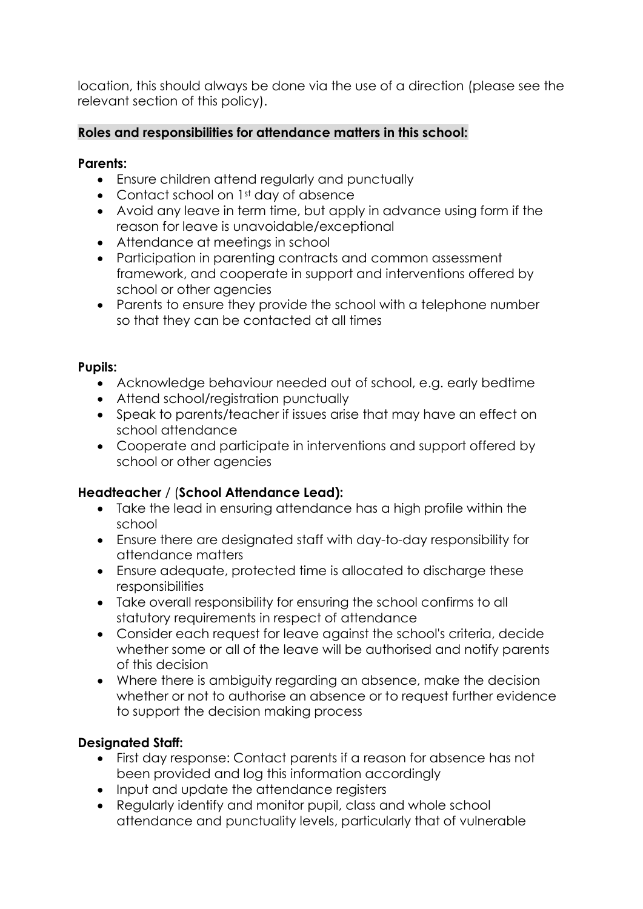location, this should always be done via the use of a direction (please see the relevant section of this policy).

## Roles and responsibilities for attendance matters in this school:

**Parents:**

- Ensure children attend regularly and punctually
- Contact school on 1st day of absence
- Avoid any leave in term time, but apply in advance using form if the reason for leave is unavoidable/exceptional
- Attendance at meetings in school
- Participation in parenting contracts and common assessment framework, and cooperate in support and interventions offered by school or other agencies
- Parents to ensure they provide the school with a telephone number so that they can be contacted at all times

**Pupils:**

- Acknowledge behaviour needed out of school, e.g. early bedtime
- Attend school/registration punctually
- Speak to parents/teacher if issues arise that may have an effect on school attendance
- Cooperate and participate in interventions and support offered by school or other agencies

**Headteacher / (School Attendance Lead):**

- Take the lead in ensuring attendance has a high profile within the school
- Ensure there are designated staff with day-to-day responsibility for attendance matters
- Ensure adequate, protected time is allocated to discharge these responsibilities
- Take overall responsibility for ensuring the school confirms to all statutory requirements in respect of attendance
- Consider each request for leave against the school's criteria, decide whether some or all of the leave will be authorised and notify parents of this decision
- Where there is ambiguity regarding an absence, make the decision whether or not to authorise an absence or to request further evidence to support the decision making process

**Designated Staff:**

- First day response: Contact parents if a reason for absence has not been provided and log this information accordingly
- Input and update the attendance registers
- Regularly identify and monitor pupil, class and whole school attendance and punctuality levels, particularly that of vulnerable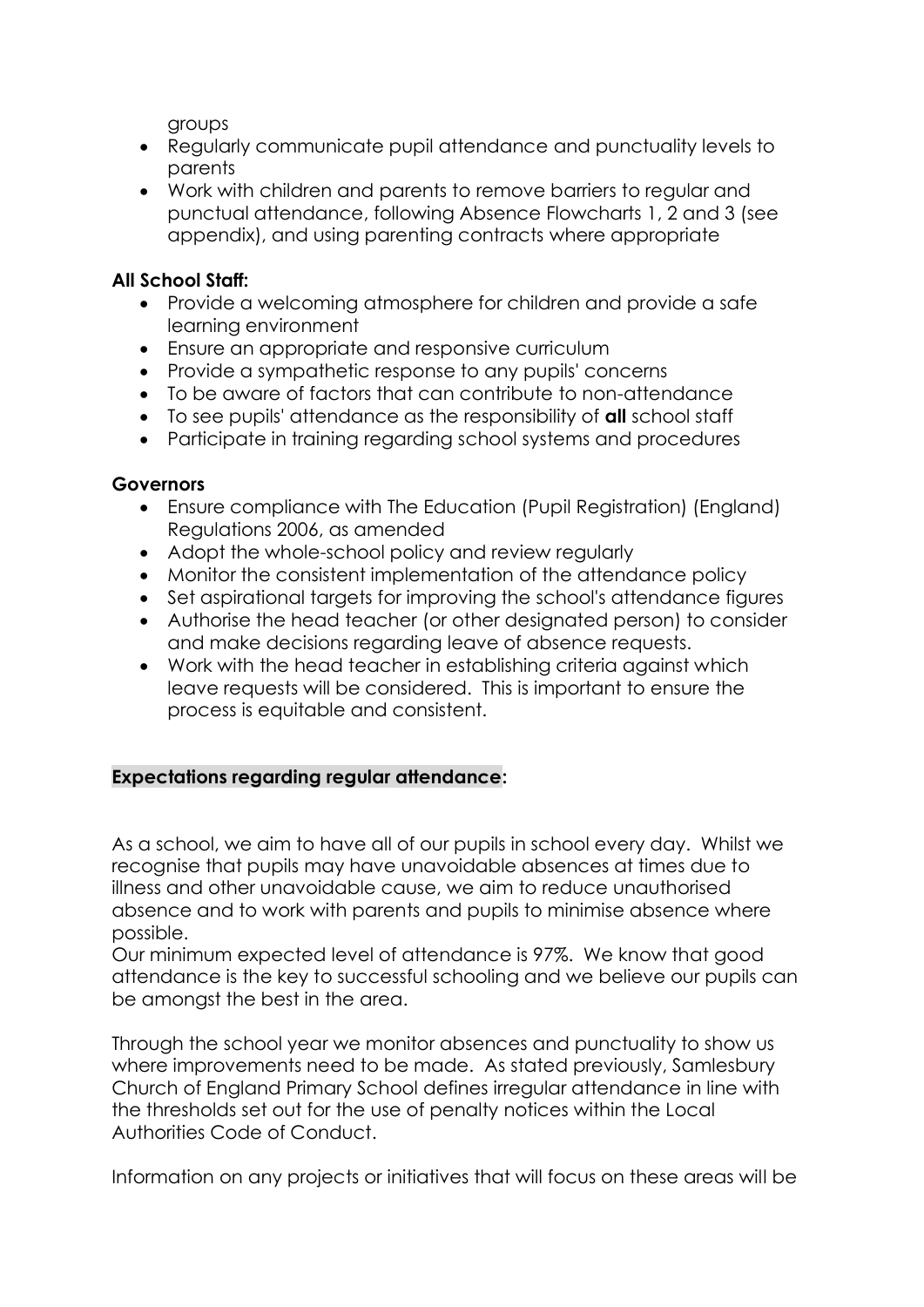groups

- Regularly communicate pupil attendance and punctuality levels to parents
- Work with children and parents to remove barriers to regular and punctual attendance, following Absence Flowcharts 1, 2 and 3 (see appendix), and using parenting contracts where appropriate

**All School Staff:**

- Provide a welcoming atmosphere for children and provide a safe learning environment
- Ensure an appropriate and responsive curriculum
- Provide a sympathetic response to any pupils' concerns
- To be aware of factors that can contribute to non-attendance
- To see pupils' attendance as the responsibility of **all** school staff
- Participate in training regarding school systems and procedures

**Governors**

- Ensure compliance with The Education (Pupil Registration) (England) Regulations 2006, as amended
- Adopt the whole-school policy and review regularly
- Monitor the consistent implementation of the attendance policy
- Set aspirational targets for improving the school's attendance figures
- Authorise the head teacher (or other designated person) to consider and make decisions regarding leave of absence requests.
- Work with the head teacher in establishing criteria against which leave requests will be considered. This is important to ensure the process is equitable and consistent.

**Expectations regarding regular attendance:**

As a school, we aim to have all of our pupils in school every day. Whilst we recognise that pupils may have unavoidable absences at times due to illness and other unavoidable cause, we aim to reduce unauthorised absence and to work with parents and pupils to minimise absence where possible.
Our minimum expected level of attendance is 97%. We know that good attendance is the key to successful schooling and we believe our pupils can be amongst the best in the area.

Through the school year we monitor absences and punctuality to show us where improvements need to be made. As stated previously, Samlesbury Church of England Primary School defines irregular attendance in line with the thresholds set out for the use of penalty notices within the Local Authorities Code of Conduct.

Information on any projects or initiatives that will focus on these areas will be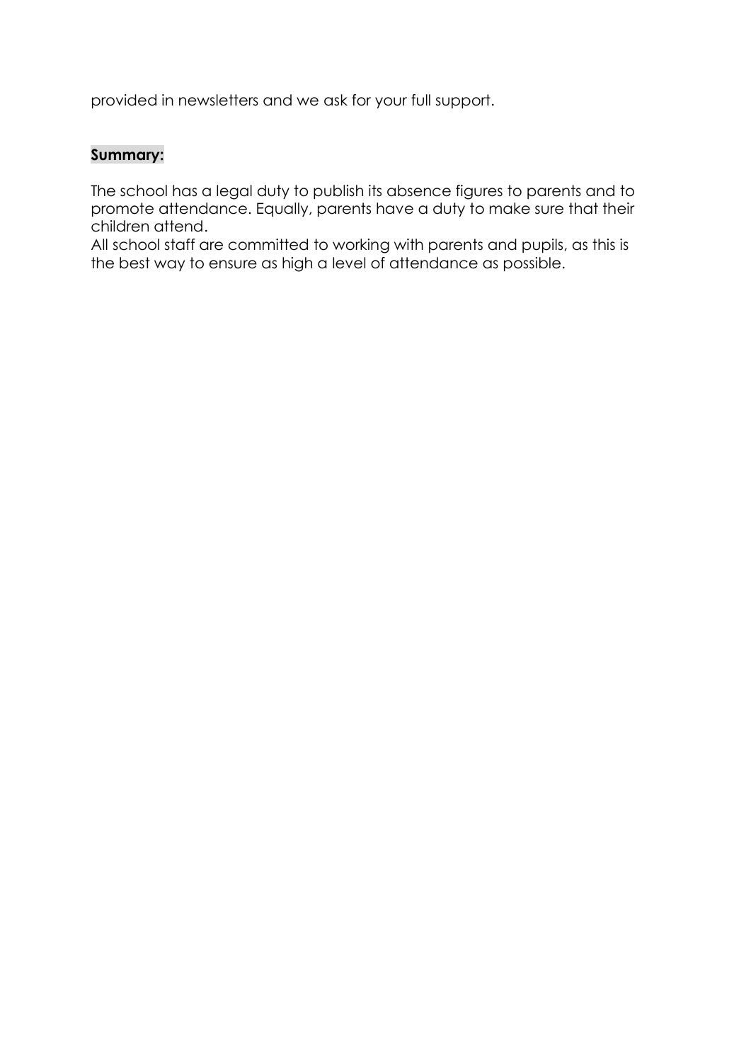provided in newsletters and we ask for your full support.

**Summary:**

The school has a legal duty to publish its absence figures to parents and to promote attendance. Equally, parents have a duty to make sure that their children attend.
All school staff are committed to working with parents and pupils, as this is the best way to ensure as high a level of attendance as possible.